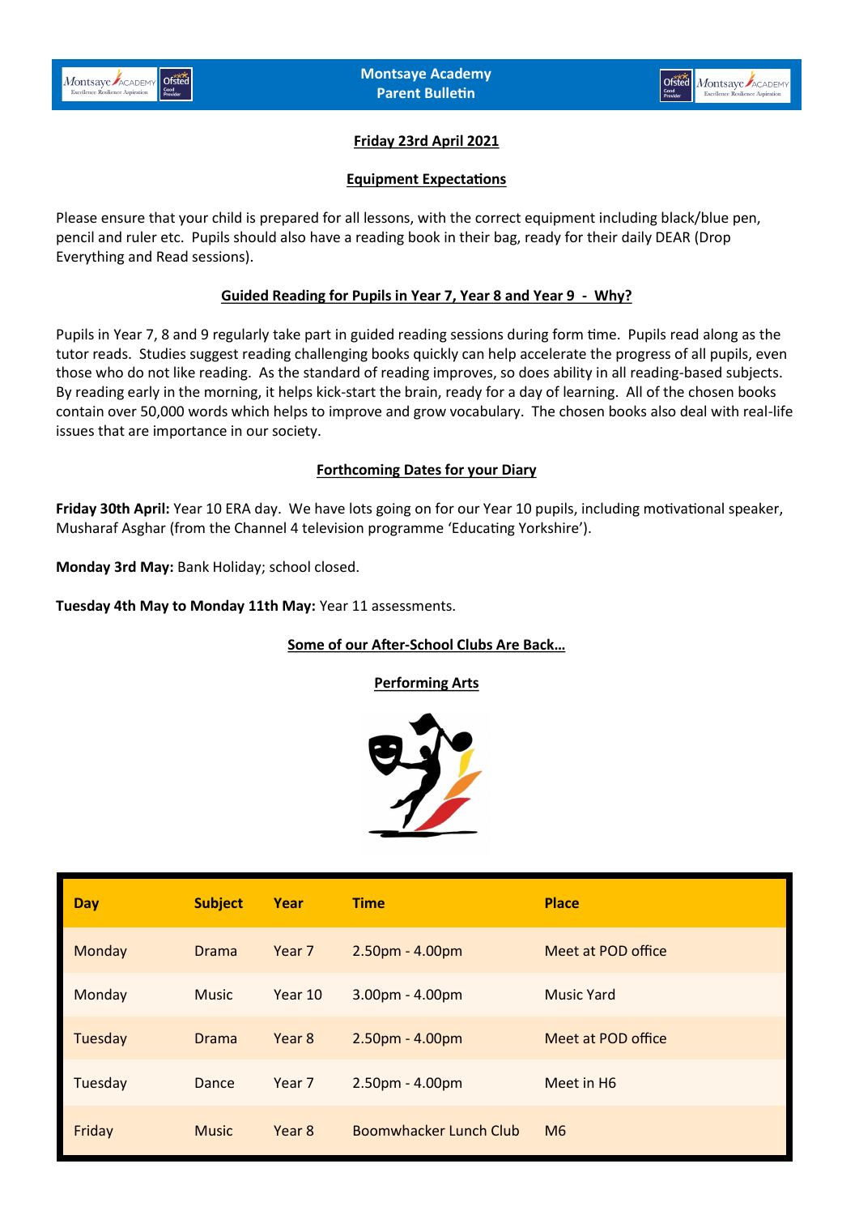# Montsaye Academy Parent Bulletin

**Friday 23rd April 2021**

## Equipment Expectations

Please ensure that your child is prepared for all lessons, with the correct equipment including black/blue pen, pencil and ruler etc. Pupils should also have a reading book in their bag, ready for their daily DEAR (Drop Everything and Read sessions).

## Guided Reading for Pupils in Year 7, Year 8 and Year 9 - Why?

Pupils in Year 7, 8 and 9 regularly take part in guided reading sessions during form time. Pupils read along as the tutor reads. Studies suggest reading challenging books quickly can help accelerate the progress of all pupils, even those who do not like reading. As the standard of reading improves, so does ability in all reading-based subjects. By reading early in the morning, it helps kick-start the brain, ready for a day of learning. All of the chosen books contain over 50,000 words which helps to improve and grow vocabulary. The chosen books also deal with real-life issues that are importance in our society.

## Forthcoming Dates for your Diary

**Friday 30th April:** Year 10 ERA day. We have lots going on for our Year 10 pupils, including motivational speaker, Musharaf Asghar (from the Channel 4 television programme 'Educating Yorkshire').

**Monday 3rd May:** Bank Holiday; school closed.

**Tuesday 4th May to Monday 11th May:** Year 11 assessments.

## Some of our After-School Clubs Are Back…

### Performing Arts

| Day | Subject | Year | Time | Place |
|---|---|---|---|---|
| Monday | Drama | Year 7 | 2.50pm - 4.00pm | Meet at POD office |
| Monday | Music | Year 10 | 3.00pm - 4.00pm | Music Yard |
| Tuesday | Drama | Year 8 | 2.50pm - 4.00pm | Meet at POD office |
| Tuesday | Dance | Year 7 | 2.50pm - 4.00pm | Meet in H6 |
| Friday | Music | Year 8 | Boomwhacker Lunch Club | M6 |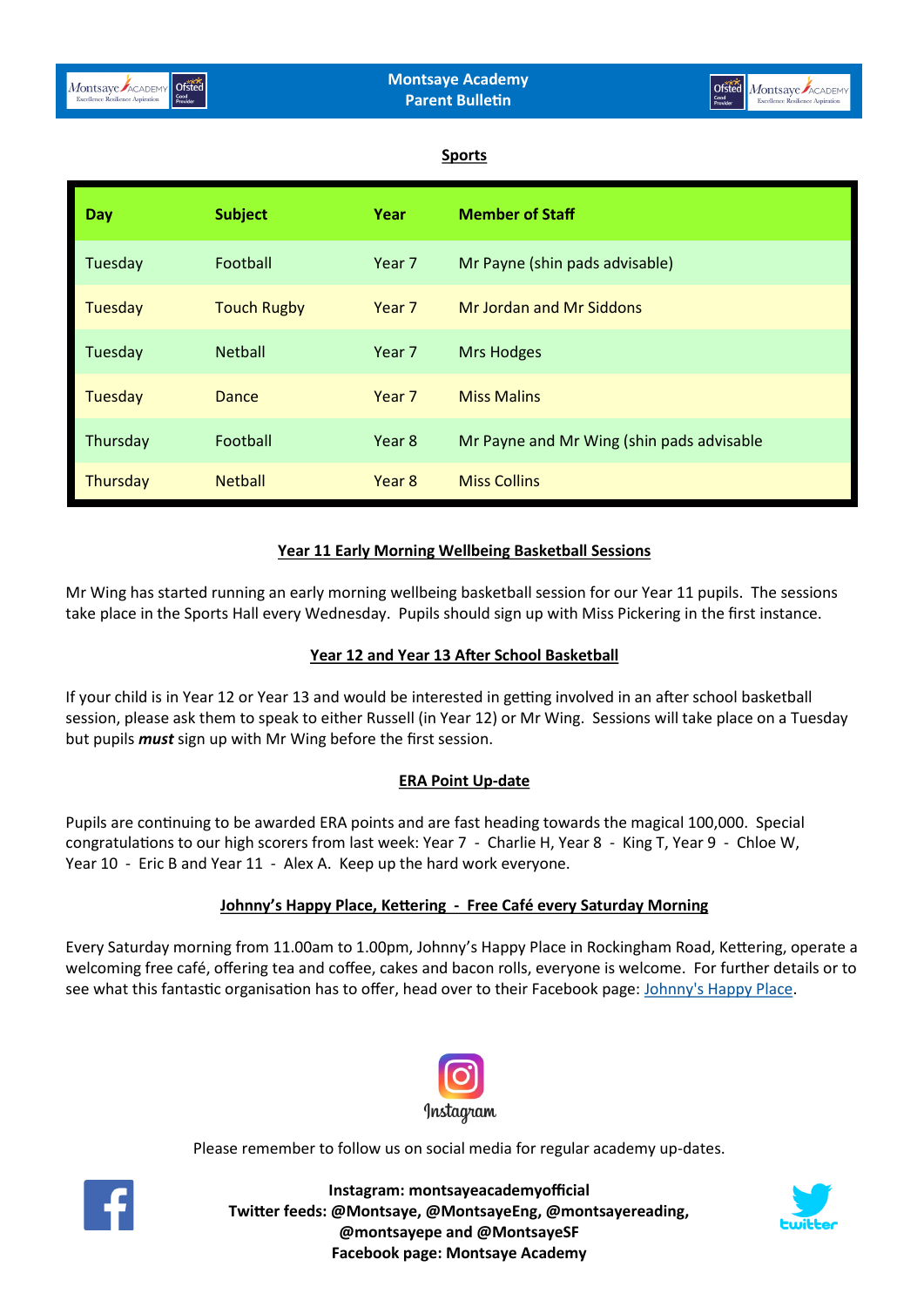## Sports

| Day | Subject | Year | Member of Staff |
|---|---|---|---|
| Tuesday | Football | Year 7 | Mr Payne (shin pads advisable) |
| Tuesday | Touch Rugby | Year 7 | Mr Jordan and Mr Siddons |
| Tuesday | Netball | Year 7 | Mrs Hodges |
| Tuesday | Dance | Year 7 | Miss Malins |
| Thursday | Football | Year 8 | Mr Payne and Mr Wing (shin pads advisable |
| Thursday | Netball | Year 8 | Miss Collins |

## Year 11 Early Morning Wellbeing Basketball Sessions

Mr Wing has started running an early morning wellbeing basketball session for our Year 11 pupils. The sessions take place in the Sports Hall every Wednesday. Pupils should sign up with Miss Pickering in the first instance.

## Year 12 and Year 13 After School Basketball

If your child is in Year 12 or Year 13 and would be interested in getting involved in an after school basketball session, please ask them to speak to either Russell (in Year 12) or Mr Wing. Sessions will take place on a Tuesday but pupils ***must*** sign up with Mr Wing before the first session.

## ERA Point Up-date

Pupils are continuing to be awarded ERA points and are fast heading towards the magical 100,000. Special congratulations to our high scorers from last week: Year 7 - Charlie H, Year 8 - King T, Year 9 - Chloe W, Year 10 - Eric B and Year 11 - Alex A. Keep up the hard work everyone.

## Johnny's Happy Place, Kettering - Free Café every Saturday Morning

Every Saturday morning from 11.00am to 1.00pm, Johnny's Happy Place in Rockingham Road, Kettering, operate a welcoming free café, offering tea and coffee, cakes and bacon rolls, everyone is welcome. For further details or to see what this fantastic organisation has to offer, head over to their Facebook page: [Johnny's Happy Place](#).

Please remember to follow us on social media for regular academy up-dates.

**Instagram: montsayeacademyofficial**
**Twitter feeds: @Montsaye, @MontsayeEng, @montsayereading, @montsayepe and @MontsayeSF**
**Facebook page: Montsaye Academy**